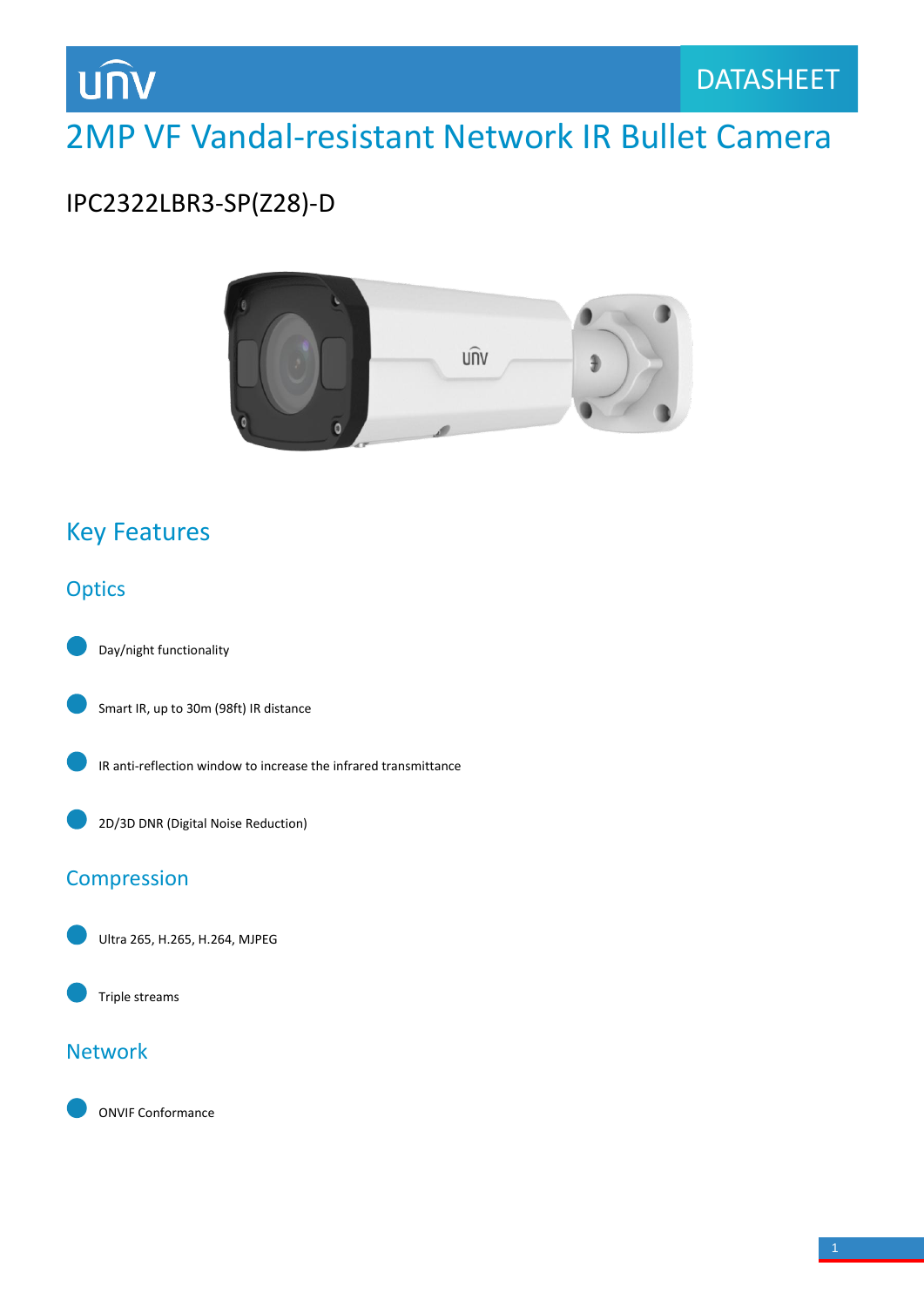unv

DATASHEET

# 2MP VF Vandal-resistant Network IR Bullet Camera

IPC2322LBR3-SP(Z28)-D

## Key Features

### Optics

- Day/night functionality
- Smart IR, up to 30m (98ft) IR distance
- IR anti-reflection window to increase the infrared transmittance
- 2D/3D DNR (Digital Noise Reduction)

### Compression

- Ultra 265, H.265, H.264, MJPEG
- Triple streams

### Network

- ONVIF Conformance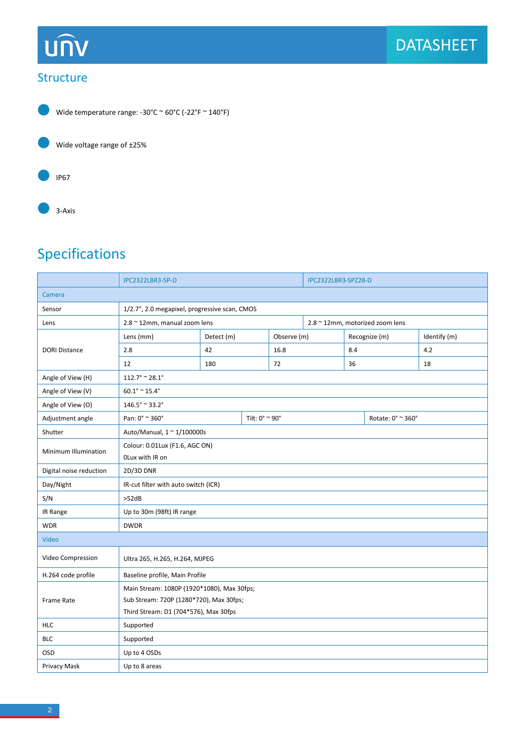## Structure

- Wide temperature range: -30°C ~ 60°C (-22°F ~ 140°F)
- Wide voltage range of ±25%
- IP67
- 3-Axis

# Specifications

| | IPC2322LBR3-SP-D | | | | IPC2322LBR3-SPZ28-D | | |
|---|---|---|---|---|---|---|---|
| **Camera** | | | | | | | |
| Sensor | 1/2.7", 2.0 megapixel, progressive scan, CMOS | | | | | | |
| Lens | 2.8 ~ 12mm, manual zoom lens | | | | 2.8 ~ 12mm, motorized zoom lens | | |
| DORI Distance | Lens (mm) | Detect (m) | | Observe (m) | | Recognize (m) | Identify (m) |
| | 2.8 | 42 | | 16.8 | | 8.4 | 4.2 |
| | 12 | 180 | | 72 | | 36 | 18 |
| Angle of View (H) | 112.7° ~ 28.1° | | | | | | |
| Angle of View (V) | 60.1° ~ 15.4° | | | | | | |
| Angle of View (O) | 146.5° ~ 33.2° | | | | | | |
| Adjustment angle | Pan: 0° ~ 360° | | Tilt: 0° ~ 90° | | | Rotate: 0° ~ 360° | |
| Shutter | Auto/Manual, 1 ~ 1/100000s | | | | | | |
| Minimum Illumination | Colour: 0.01Lux (F1.6, AGC ON)<br>0Lux with IR on | | | | | | |
| Digital noise reduction | 2D/3D DNR | | | | | | |
| Day/Night | IR-cut filter with auto switch (ICR) | | | | | | |
| S/N | >52dB | | | | | | |
| IR Range | Up to 30m (98ft) IR range | | | | | | |
| WDR | DWDR | | | | | | |
| **Video** | | | | | | | |
| Video Compression | Ultra 265, H.265, H.264, MJPEG | | | | | | |
| H.264 code profile | Baseline profile, Main Profile | | | | | | |
| Frame Rate | Main Stream: 1080P (1920*1080), Max 30fps;<br>Sub Stream: 720P (1280*720), Max 30fps;<br>Third Stream: D1 (704*576), Max 30fps | | | | | | |
| HLC | Supported | | | | | | |
| BLC | Supported | | | | | | |
| OSD | Up to 4 OSDs | | | | | | |
| Privacy Mask | Up to 8 areas | | | | | | |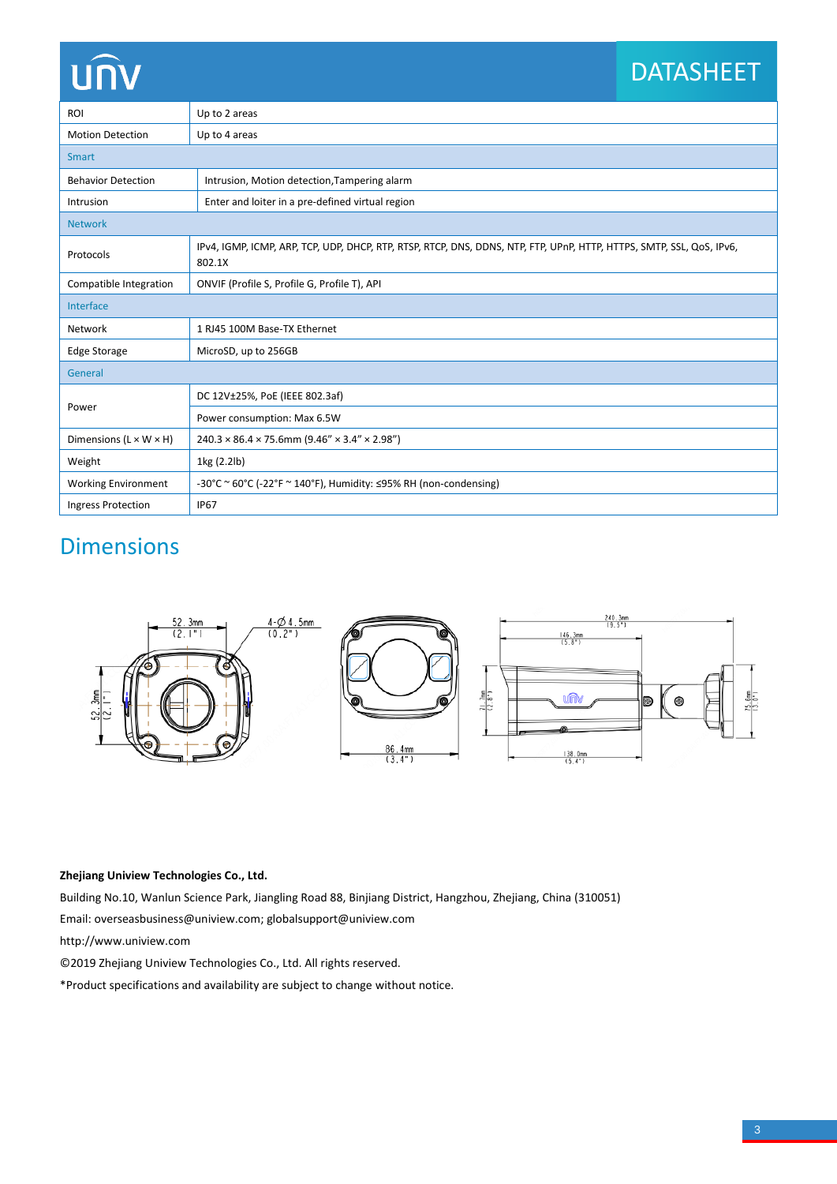| | |
|---|---|
| ROI | Up to 2 areas |
| Motion Detection | Up to 4 areas |
| **Smart** | |
| Behavior Detection | Intrusion, Motion detection,Tampering alarm |
| Intrusion | Enter and loiter in a pre-defined virtual region |
| **Network** | |
| Protocols | IPv4, IGMP, ICMP, ARP, TCP, UDP, DHCP, RTP, RTSP, RTCP, DNS, DDNS, NTP, FTP, UPnP, HTTP, HTTPS, SMTP, SSL, QoS, IPv6, 802.1X |
| Compatible Integration | ONVIF (Profile S, Profile G, Profile T), API |
| **Interface** | |
| Network | 1 RJ45 100M Base-TX Ethernet |
| Edge Storage | MicroSD, up to 256GB |
| **General** | |
| Power | DC 12V±25%, PoE (IEEE 802.3af) |
| | Power consumption: Max 6.5W |
| Dimensions (L × W × H) | 240.3 × 86.4 × 75.6mm (9.46” × 3.4” × 2.98”) |
| Weight | 1kg (2.2lb) |
| Working Environment | -30°C ~ 60°C (-22°F ~ 140°F), Humidity: ≤95% RH (non-condensing) |
| Ingress Protection | IP67 |

## Dimensions

52.3mm (2.1")
4-Ø4.5mm (0.2")
52.3mm (2.1")
86.4mm (3.4")
240.3mm (9.5")
146.3mm (5.8")
71.7mm (2.8")
75.6mm (3.0")
138.0mm (5.4")

**Zhejiang Uniview Technologies Co., Ltd.**

Building No.10, Wanlun Science Park, Jiangling Road 88, Binjiang District, Hangzhou, Zhejiang, China (310051)

Email: overseasbusiness@uniview.com; globalsupport@uniview.com

http://www.uniview.com

©2019 Zhejiang Uniview Technologies Co., Ltd. All rights reserved.

*Product specifications and availability are subject to change without notice.